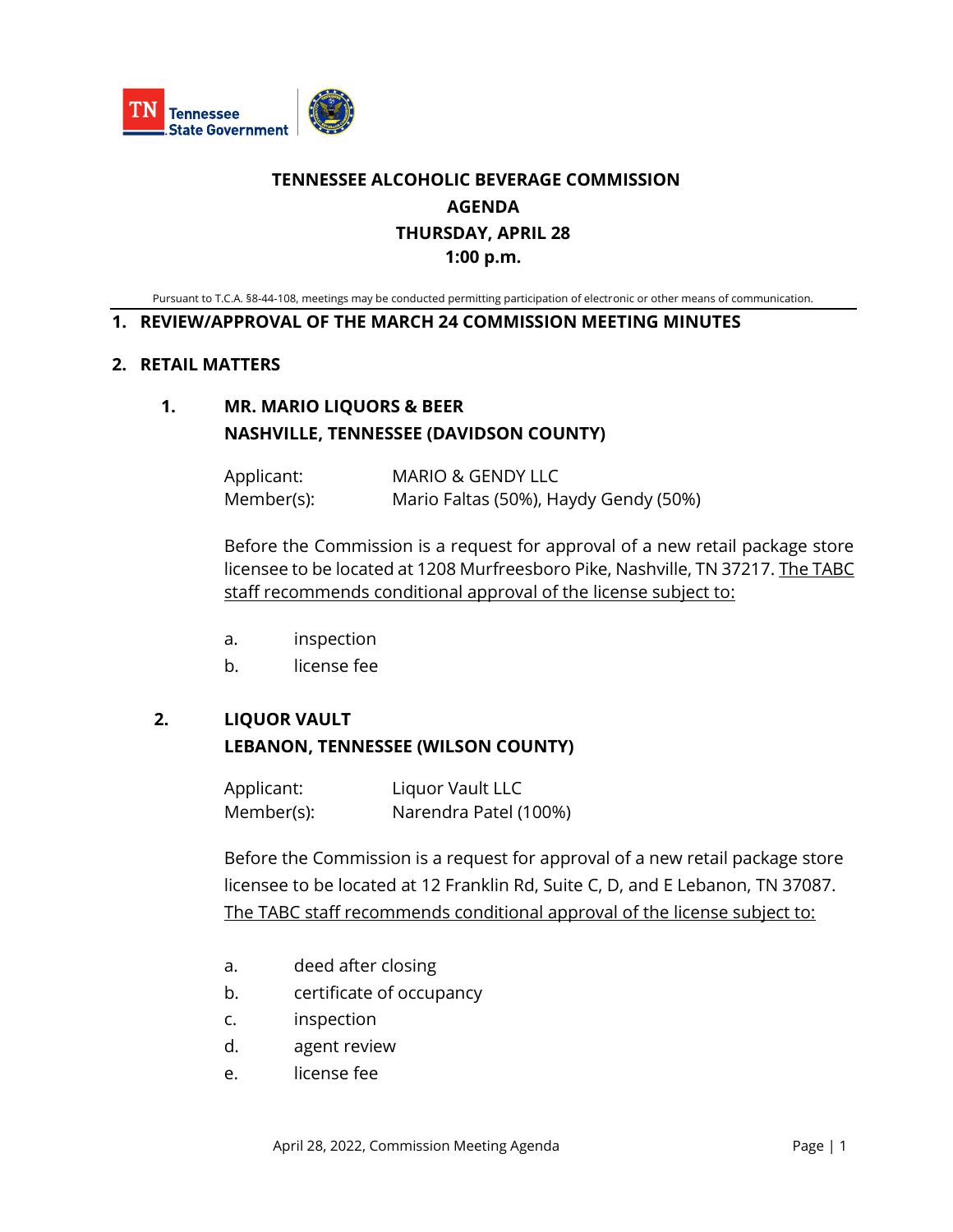# TENNESSEE ALCOHOLIC BEVERAGE COMMISSION

## AGENDA

## THURSDAY, APRIL 28

## 1:00 p.m.

Pursuant to T.C.A. §8-44-108, meetings may be conducted permitting participation of electronic or other means of communication.

## 1. REVIEW/APPROVAL OF THE MARCH 24 COMMISSION MEETING MINUTES

## 2. RETAIL MATTERS

### 1. MR. MARIO LIQUORS & BEER
### NASHVILLE, TENNESSEE (DAVIDSON COUNTY)

Applicant: MARIO & GENDY LLC
Member(s): Mario Faltas (50%), Haydy Gendy (50%)

Before the Commission is a request for approval of a new retail package store licensee to be located at 1208 Murfreesboro Pike, Nashville, TN 37217. The TABC staff recommends conditional approval of the license subject to:

a. inspection
b. license fee

### 2. LIQUOR VAULT
### LEBANON, TENNESSEE (WILSON COUNTY)

Applicant: Liquor Vault LLC
Member(s): Narendra Patel (100%)

Before the Commission is a request for approval of a new retail package store licensee to be located at 12 Franklin Rd, Suite C, D, and E Lebanon, TN 37087. The TABC staff recommends conditional approval of the license subject to:

a. deed after closing
b. certificate of occupancy
c. inspection
d. agent review
e. license fee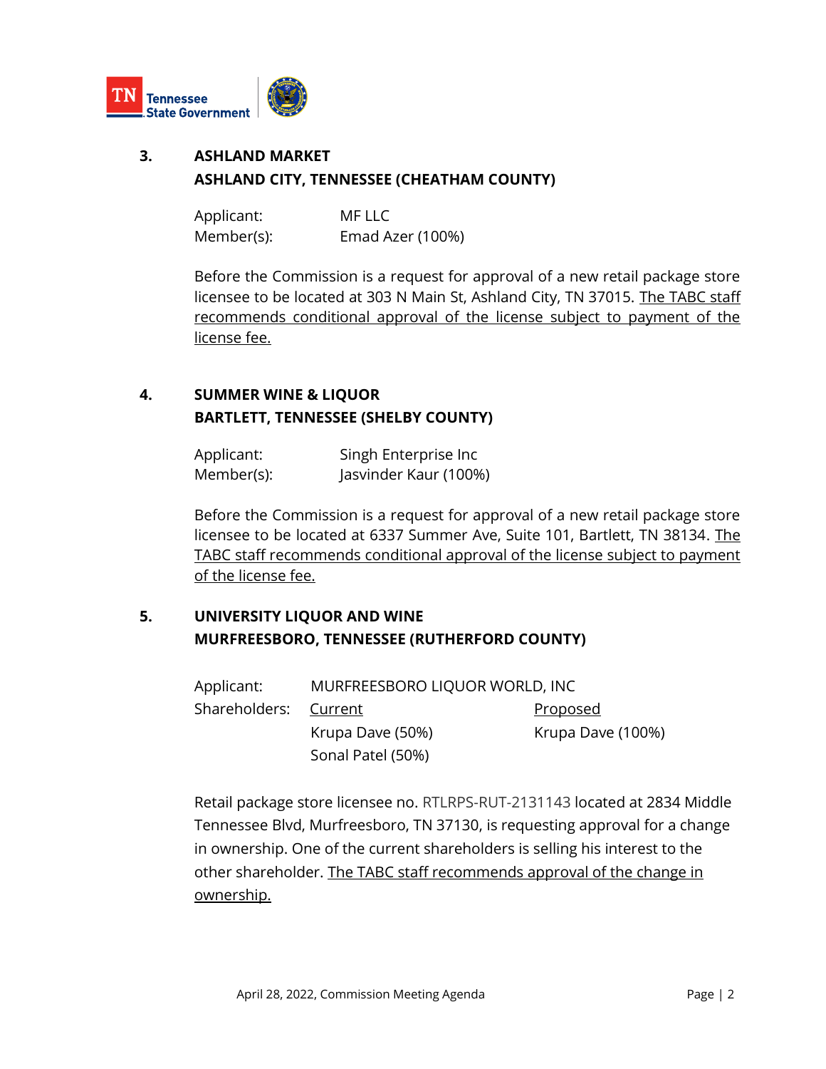### 3. ASHLAND MARKET
### ASHLAND CITY, TENNESSEE (CHEATHAM COUNTY)

Applicant: MF LLC
Member(s): Emad Azer (100%)

Before the Commission is a request for approval of a new retail package store licensee to be located at 303 N Main St, Ashland City, TN 37015. The TABC staff recommends conditional approval of the license subject to payment of the license fee.

### 4. SUMMER WINE & LIQUOR
### BARTLETT, TENNESSEE (SHELBY COUNTY)

Applicant: Singh Enterprise Inc
Member(s): Jasvinder Kaur (100%)

Before the Commission is a request for approval of a new retail package store licensee to be located at 6337 Summer Ave, Suite 101, Bartlett, TN 38134. The TABC staff recommends conditional approval of the license subject to payment of the license fee.

### 5. UNIVERSITY LIQUOR AND WINE
### MURFREESBORO, TENNESSEE (RUTHERFORD COUNTY)

Applicant: MURFREESBORO LIQUOR WORLD, INC

| Shareholders: | Current | Proposed |
|---|---|---|
| | Krupa Dave (50%) | Krupa Dave (100%) |
| | Sonal Patel (50%) | |

Retail package store licensee no. RTLRPS-RUT-2131143 located at 2834 Middle Tennessee Blvd, Murfreesboro, TN 37130, is requesting approval for a change in ownership. One of the current shareholders is selling his interest to the other shareholder. The TABC staff recommends approval of the change in ownership.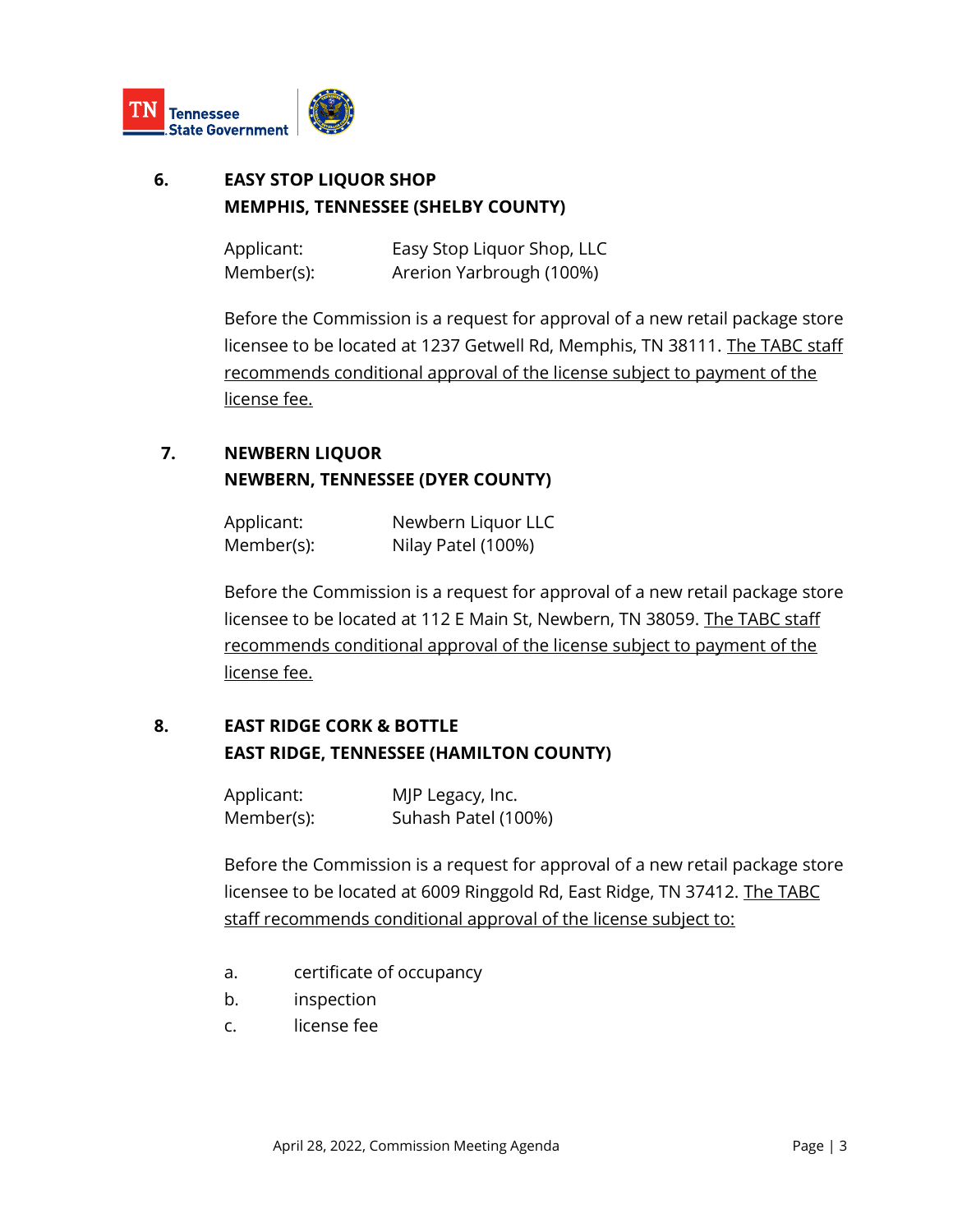### 6. EASY STOP LIQUOR SHOP
### MEMPHIS, TENNESSEE (SHELBY COUNTY)

Applicant: Easy Stop Liquor Shop, LLC
Member(s): Arerion Yarbrough (100%)

Before the Commission is a request for approval of a new retail package store licensee to be located at 1237 Getwell Rd, Memphis, TN 38111. The TABC staff recommends conditional approval of the license subject to payment of the license fee.

### 7. NEWBERN LIQUOR
### NEWBERN, TENNESSEE (DYER COUNTY)

Applicant: Newbern Liquor LLC
Member(s): Nilay Patel (100%)

Before the Commission is a request for approval of a new retail package store licensee to be located at 112 E Main St, Newbern, TN 38059. The TABC staff recommends conditional approval of the license subject to payment of the license fee.

### 8. EAST RIDGE CORK & BOTTLE
### EAST RIDGE, TENNESSEE (HAMILTON COUNTY)

Applicant: MJP Legacy, Inc.
Member(s): Suhash Patel (100%)

Before the Commission is a request for approval of a new retail package store licensee to be located at 6009 Ringgold Rd, East Ridge, TN 37412. The TABC staff recommends conditional approval of the license subject to:

a. certificate of occupancy
b. inspection
c. license fee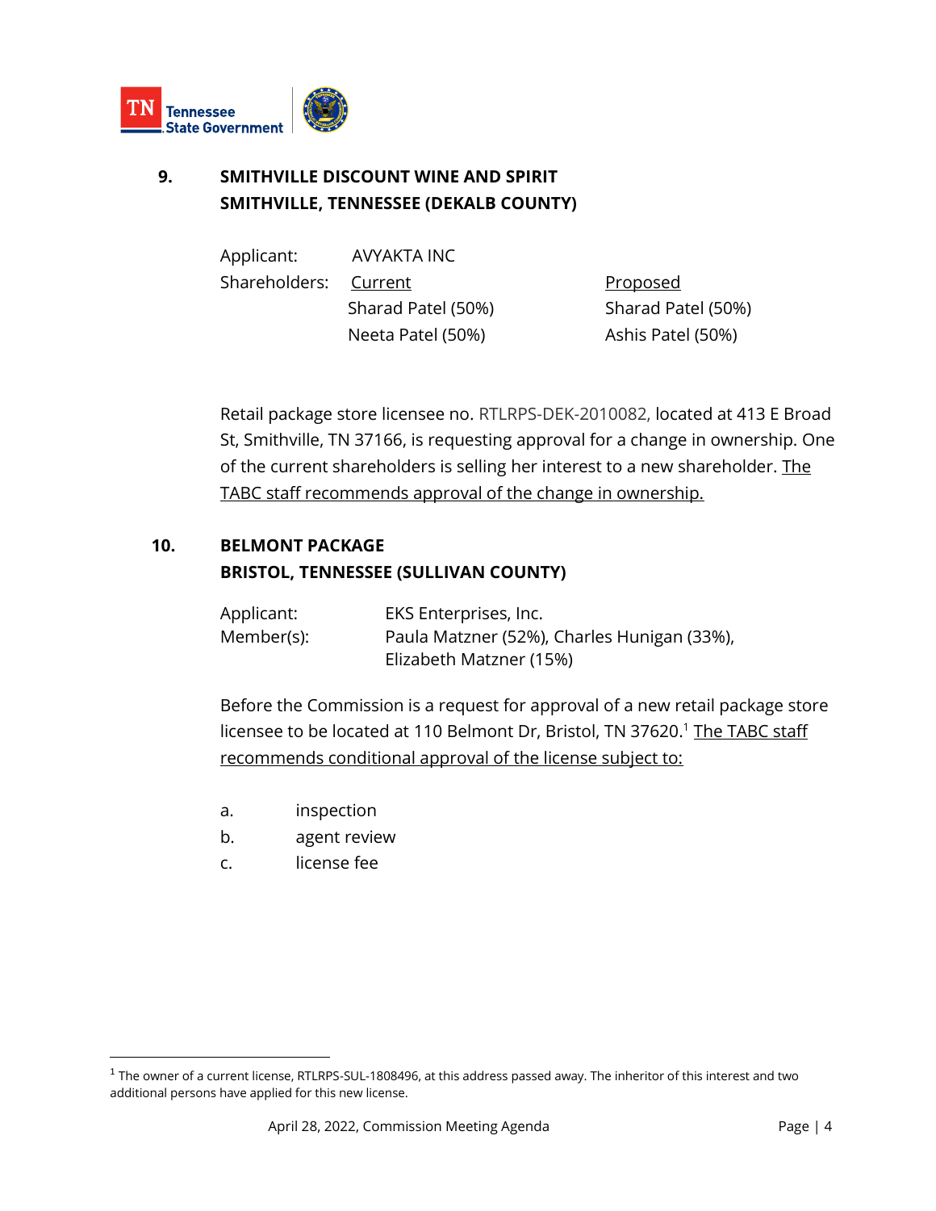## 9. SMITHVILLE DISCOUNT WINE AND SPIRIT
## SMITHVILLE, TENNESSEE (DEKALB COUNTY)

Applicant: AVYAKTA INC

| Shareholders: | Current | Proposed |
|---|---|---|
| | Sharad Patel (50%) | Sharad Patel (50%) |
| | Neeta Patel (50%) | Ashis Patel (50%) |

Retail package store licensee no. RTLRPS-DEK-2010082, located at 413 E Broad St, Smithville, TN 37166, is requesting approval for a change in ownership. One of the current shareholders is selling her interest to a new shareholder. The TABC staff recommends approval of the change in ownership.

## 10. BELMONT PACKAGE
## BRISTOL, TENNESSEE (SULLIVAN COUNTY)

Applicant: EKS Enterprises, Inc.
Member(s): Paula Matzner (52%), Charles Hunigan (33%), Elizabeth Matzner (15%)

Before the Commission is a request for approval of a new retail package store licensee to be located at 110 Belmont Dr, Bristol, TN 37620.[1] The TABC staff recommends conditional approval of the license subject to:

a. inspection
b. agent review
c. license fee

---

[1] The owner of a current license, RTLRPS-SUL-1808496, at this address passed away. The inheritor of this interest and two additional persons have applied for this new license.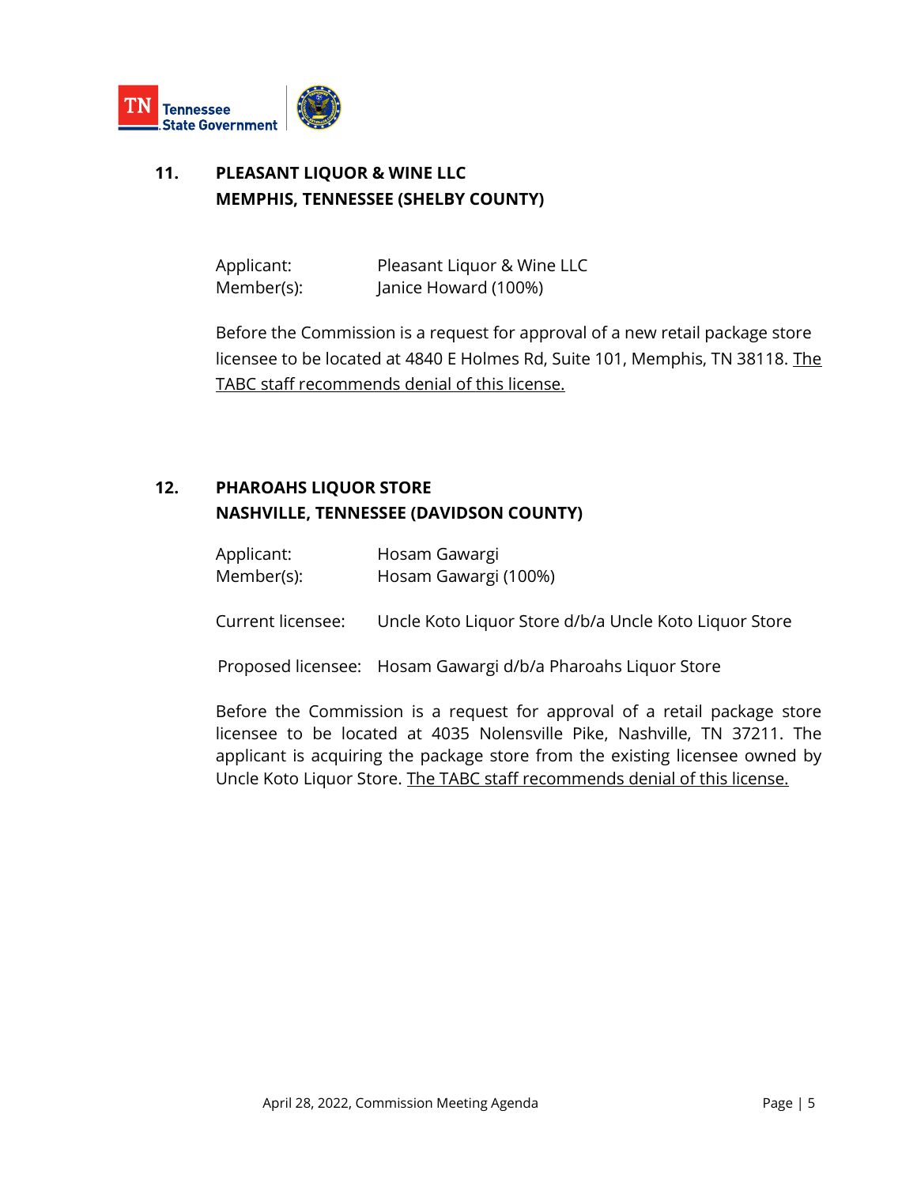## 11. PLEASANT LIQUOR & WINE LLC
## MEMPHIS, TENNESSEE (SHELBY COUNTY)

Applicant: Pleasant Liquor & Wine LLC
Member(s): Janice Howard (100%)

Before the Commission is a request for approval of a new retail package store licensee to be located at 4840 E Holmes Rd, Suite 101, Memphis, TN 38118. The TABC staff recommends denial of this license.

## 12. PHAROAHS LIQUOR STORE
## NASHVILLE, TENNESSEE (DAVIDSON COUNTY)

Applicant: Hosam Gawargi
Member(s): Hosam Gawargi (100%)

Current licensee: Uncle Koto Liquor Store d/b/a Uncle Koto Liquor Store

Proposed licensee: Hosam Gawargi d/b/a Pharoahs Liquor Store

Before the Commission is a request for approval of a retail package store licensee to be located at 4035 Nolensville Pike, Nashville, TN 37211. The applicant is acquiring the package store from the existing licensee owned by Uncle Koto Liquor Store. The TABC staff recommends denial of this license.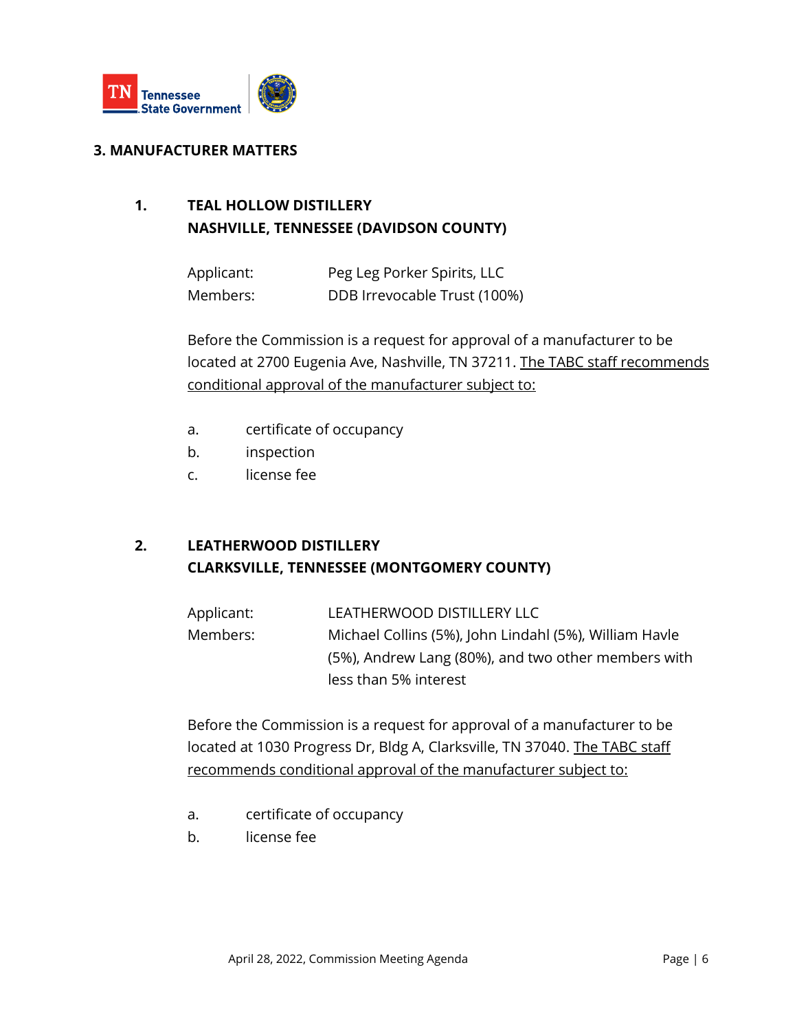## 3. MANUFACTURER MATTERS

### 1. TEAL HOLLOW DISTILLERY
### NASHVILLE, TENNESSEE (DAVIDSON COUNTY)

Applicant: Peg Leg Porker Spirits, LLC
Members: DDB Irrevocable Trust (100%)

Before the Commission is a request for approval of a manufacturer to be located at 2700 Eugenia Ave, Nashville, TN 37211. The TABC staff recommends conditional approval of the manufacturer subject to:

a. certificate of occupancy
b. inspection
c. license fee

### 2. LEATHERWOOD DISTILLERY
### CLARKSVILLE, TENNESSEE (MONTGOMERY COUNTY)

Applicant: LEATHERWOOD DISTILLERY LLC
Members: Michael Collins (5%), John Lindahl (5%), William Havle (5%), Andrew Lang (80%), and two other members with less than 5% interest

Before the Commission is a request for approval of a manufacturer to be located at 1030 Progress Dr, Bldg A, Clarksville, TN 37040. The TABC staff recommends conditional approval of the manufacturer subject to:

a. certificate of occupancy
b. license fee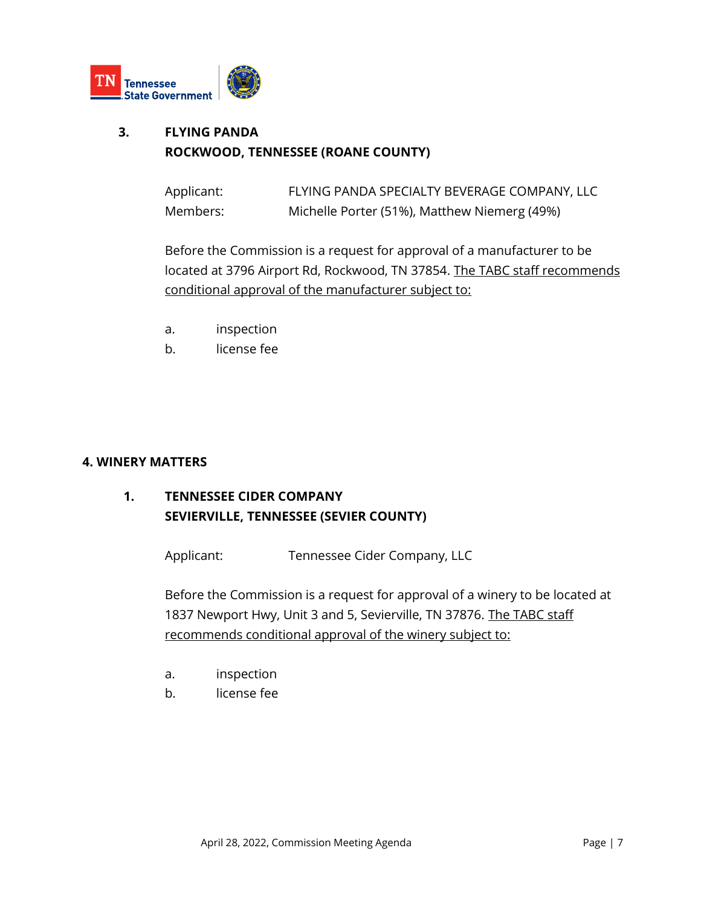**3. FLYING PANDA**
**ROCKWOOD, TENNESSEE (ROANE COUNTY)**

Applicant: FLYING PANDA SPECIALTY BEVERAGE COMPANY, LLC
Members: Michelle Porter (51%), Matthew Niemerg (49%)

Before the Commission is a request for approval of a manufacturer to be located at 3796 Airport Rd, Rockwood, TN 37854. The TABC staff recommends conditional approval of the manufacturer subject to:

a. inspection
b. license fee

## 4. WINERY MATTERS

**1. TENNESSEE CIDER COMPANY**
**SEVIERVILLE, TENNESSEE (SEVIER COUNTY)**

Applicant: Tennessee Cider Company, LLC

Before the Commission is a request for approval of a winery to be located at 1837 Newport Hwy, Unit 3 and 5, Sevierville, TN 37876. The TABC staff recommends conditional approval of the winery subject to:

a. inspection
b. license fee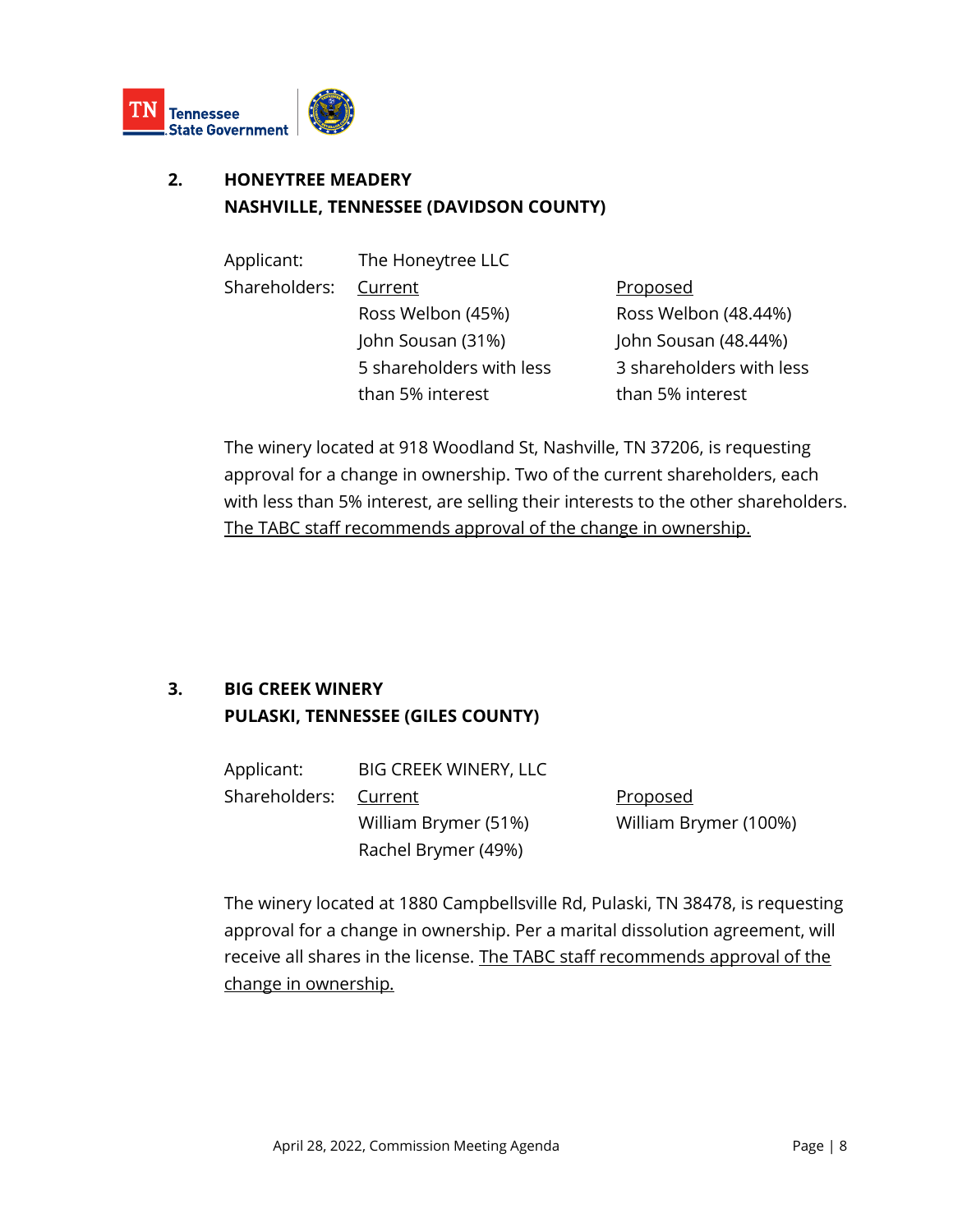## 2. HONEYTREE MEADERY
## NASHVILLE, TENNESSEE (DAVIDSON COUNTY)

| | | |
|---|---|---|
| Applicant: | The Honeytree LLC | |
| Shareholders: | Current | Proposed |
| | Ross Welbon (45%) | Ross Welbon (48.44%) |
| | John Sousan (31%) | John Sousan (48.44%) |
| | 5 shareholders with less than 5% interest | 3 shareholders with less than 5% interest |

The winery located at 918 Woodland St, Nashville, TN 37206, is requesting approval for a change in ownership. Two of the current shareholders, each with less than 5% interest, are selling their interests to the other shareholders. The TABC staff recommends approval of the change in ownership.

## 3. BIG CREEK WINERY
## PULASKI, TENNESSEE (GILES COUNTY)

| | | |
|---|---|---|
| Applicant: | BIG CREEK WINERY, LLC | |
| Shareholders: | Current | Proposed |
| | William Brymer (51%) | William Brymer (100%) |
| | Rachel Brymer (49%) | |

The winery located at 1880 Campbellsville Rd, Pulaski, TN 38478, is requesting approval for a change in ownership. Per a marital dissolution agreement, will receive all shares in the license. The TABC staff recommends approval of the change in ownership.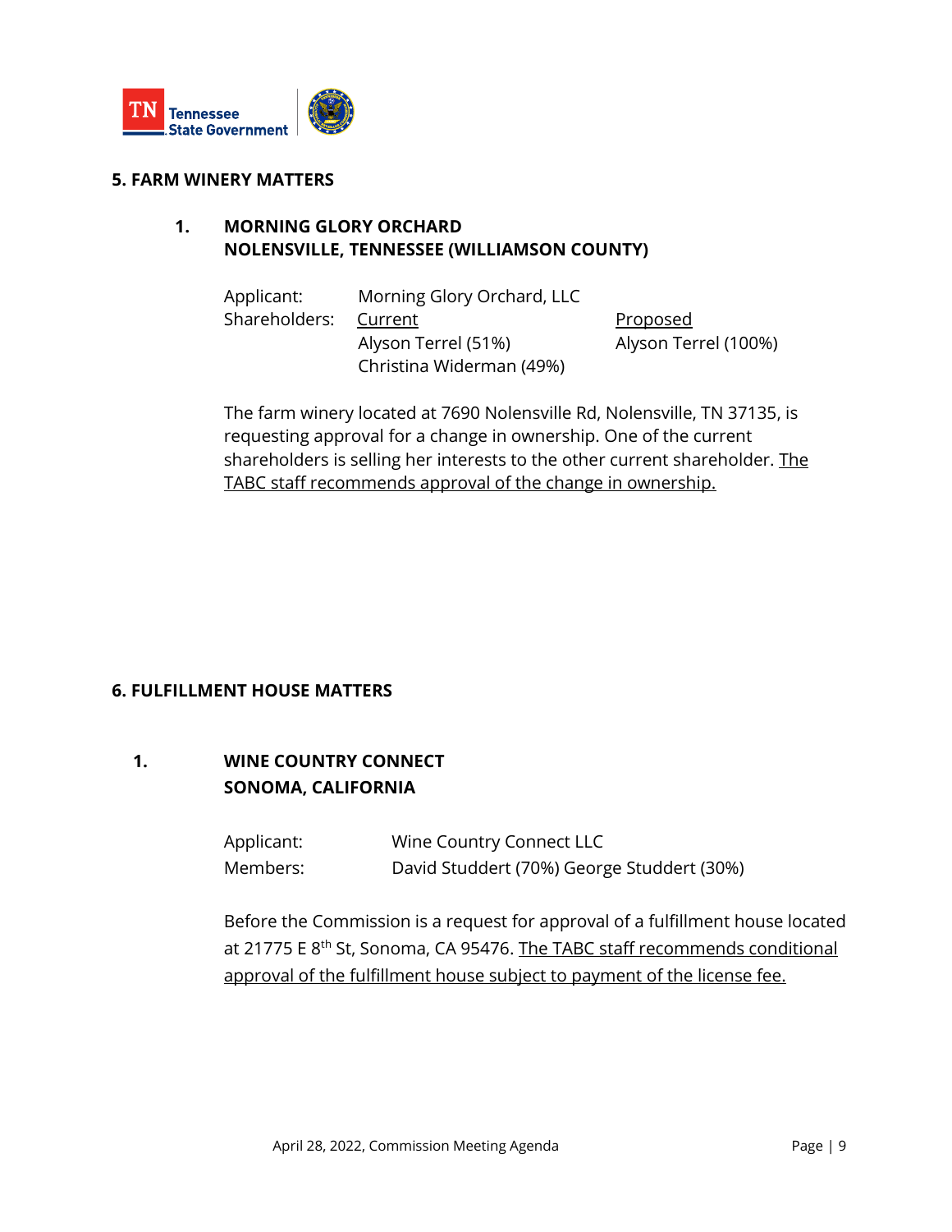## 5. FARM WINERY MATTERS

### 1. MORNING GLORY ORCHARD NOLENSVILLE, TENNESSEE (WILLIAMSON COUNTY)

| | | |
|---|---|---|
| Applicant: | Morning Glory Orchard, LLC | |
| Shareholders: | <u>Current</u> | <u>Proposed</u> |
| | Alyson Terrel (51%) | Alyson Terrel (100%) |
| | Christina Widerman (49%) | |

The farm winery located at 7690 Nolensville Rd, Nolensville, TN 37135, is requesting approval for a change in ownership. One of the current shareholders is selling her interests to the other current shareholder. <u>The TABC staff recommends approval of the change in ownership.</u>

## 6. FULFILLMENT HOUSE MATTERS

### 1. WINE COUNTRY CONNECT SONOMA, CALIFORNIA

Applicant: Wine Country Connect LLC
Members: David Studdert (70%) George Studdert (30%)

Before the Commission is a request for approval of a fulfillment house located at 21775 E 8th St, Sonoma, CA 95476. <u>The TABC staff recommends conditional approval of the fulfillment house subject to payment of the license fee.</u>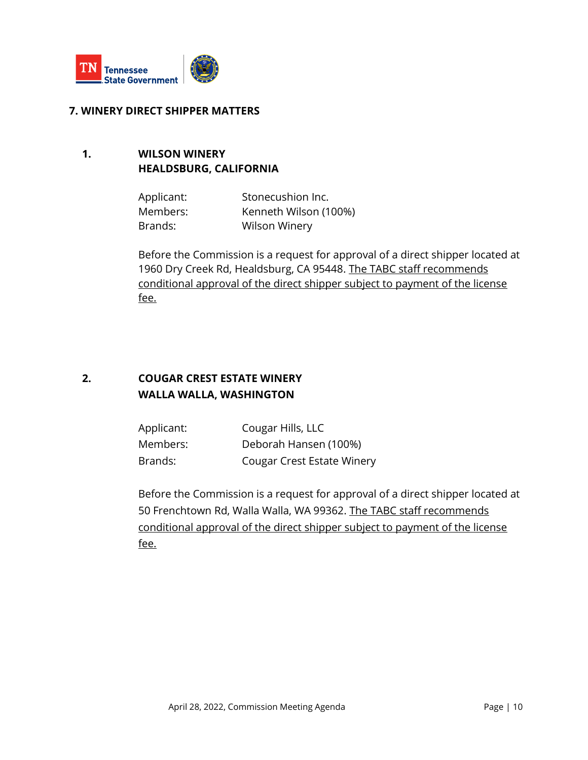## 7. WINERY DIRECT SHIPPER MATTERS

### 1. WILSON WINERY
### HEALDSBURG, CALIFORNIA

| | |
|---|---|
| Applicant: | Stonecushion Inc. |
| Members: | Kenneth Wilson (100%) |
| Brands: | Wilson Winery |

Before the Commission is a request for approval of a direct shipper located at 1960 Dry Creek Rd, Healdsburg, CA 95448. The TABC staff recommends conditional approval of the direct shipper subject to payment of the license fee.

### 2. COUGAR CREST ESTATE WINERY
### WALLA WALLA, WASHINGTON

| | |
|---|---|
| Applicant: | Cougar Hills, LLC |
| Members: | Deborah Hansen (100%) |
| Brands: | Cougar Crest Estate Winery |

Before the Commission is a request for approval of a direct shipper located at 50 Frenchtown Rd, Walla Walla, WA 99362. The TABC staff recommends conditional approval of the direct shipper subject to payment of the license fee.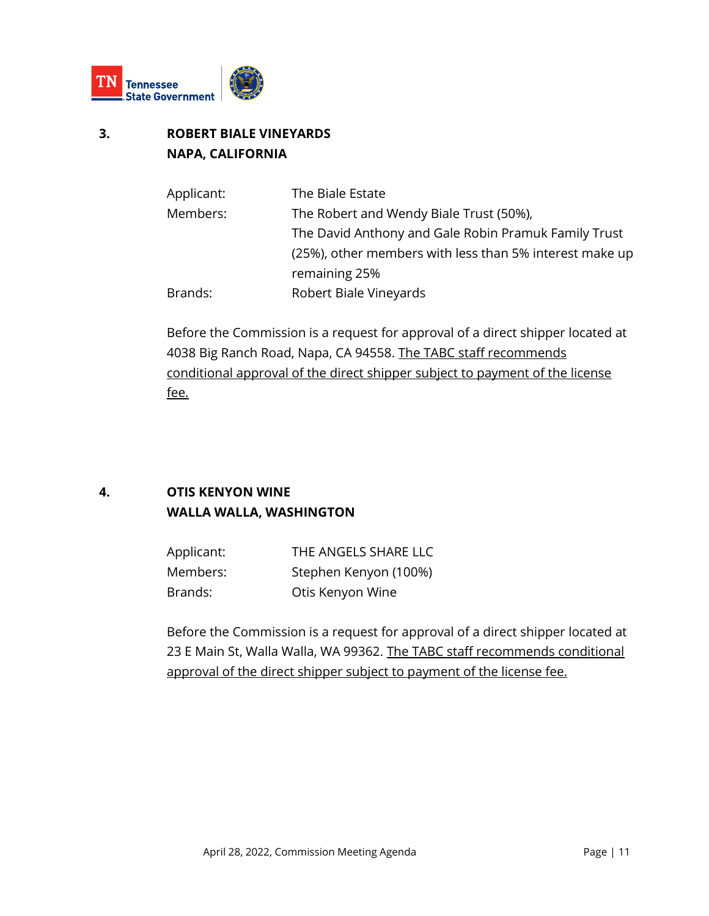### 3. ROBERT BIALE VINEYARDS
### NAPA, CALIFORNIA

| | |
|---|---|
| Applicant: | The Biale Estate |
| Members: | The Robert and Wendy Biale Trust (50%), The David Anthony and Gale Robin Pramuk Family Trust (25%), other members with less than 5% interest make up remaining 25% |
| Brands: | Robert Biale Vineyards |

Before the Commission is a request for approval of a direct shipper located at 4038 Big Ranch Road, Napa, CA 94558. The TABC staff recommends conditional approval of the direct shipper subject to payment of the license fee.

### 4. OTIS KENYON WINE
### WALLA WALLA, WASHINGTON

| | |
|---|---|
| Applicant: | THE ANGELS SHARE LLC |
| Members: | Stephen Kenyon (100%) |
| Brands: | Otis Kenyon Wine |

Before the Commission is a request for approval of a direct shipper located at 23 E Main St, Walla Walla, WA 99362. The TABC staff recommends conditional approval of the direct shipper subject to payment of the license fee.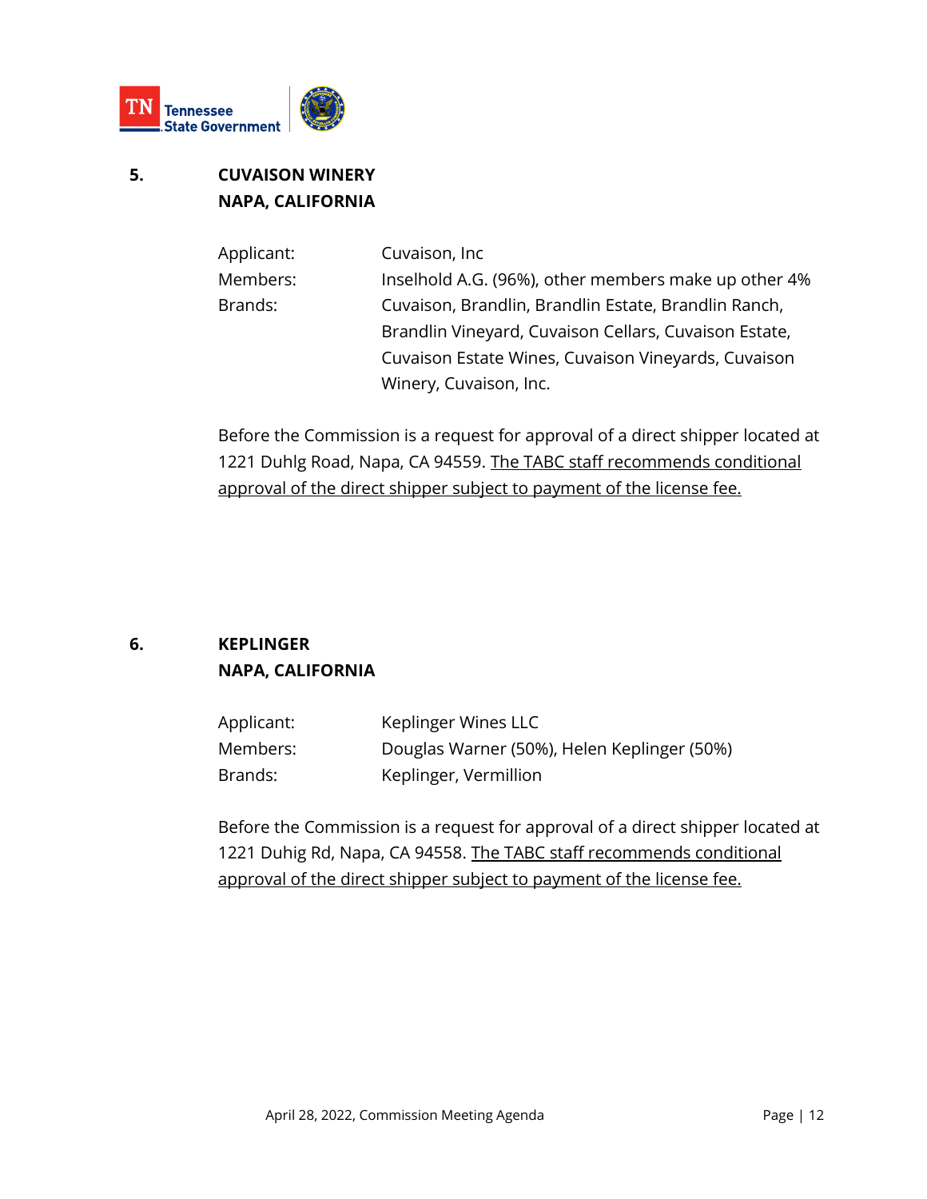**5. CUVAISON WINERY**
**NAPA, CALIFORNIA**

| | |
|---|---|
| Applicant: | Cuvaison, Inc |
| Members: | Inselhold A.G. (96%), other members make up other 4% |
| Brands: | Cuvaison, Brandlin, Brandlin Estate, Brandlin Ranch, Brandlin Vineyard, Cuvaison Cellars, Cuvaison Estate, Cuvaison Estate Wines, Cuvaison Vineyards, Cuvaison Winery, Cuvaison, Inc. |

Before the Commission is a request for approval of a direct shipper located at 1221 Duhlg Road, Napa, CA 94559. <u>The TABC staff recommends conditional approval of the direct shipper subject to payment of the license fee.</u>

**6. KEPLINGER**
**NAPA, CALIFORNIA**

| | |
|---|---|
| Applicant: | Keplinger Wines LLC |
| Members: | Douglas Warner (50%), Helen Keplinger (50%) |
| Brands: | Keplinger, Vermillion |

Before the Commission is a request for approval of a direct shipper located at 1221 Duhig Rd, Napa, CA 94558. <u>The TABC staff recommends conditional approval of the direct shipper subject to payment of the license fee.</u>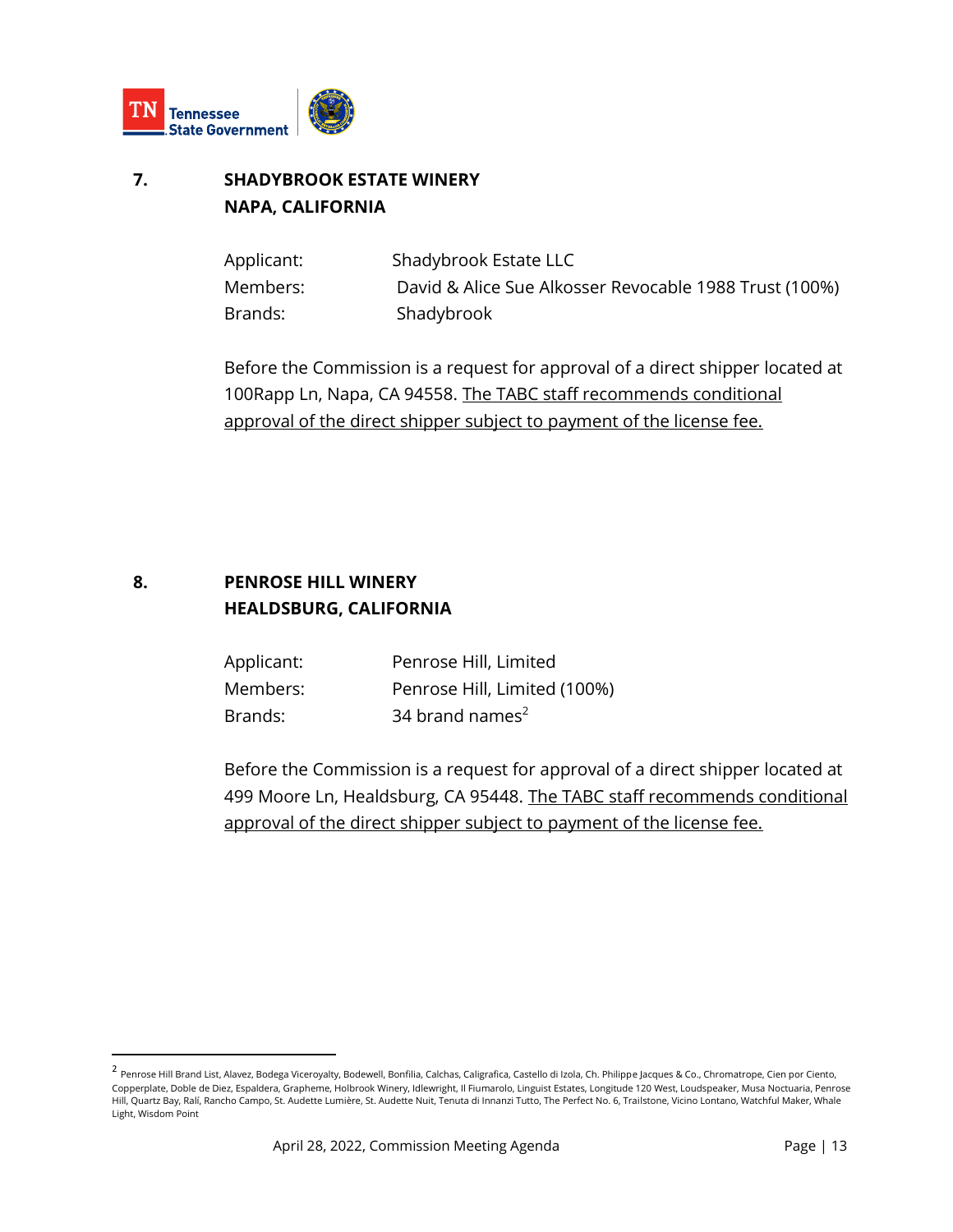## 7. SHADYBROOK ESTATE WINERY
## NAPA, CALIFORNIA

Applicant: Shadybrook Estate LLC
Members: David & Alice Sue Alkosser Revocable 1988 Trust (100%)
Brands: Shadybrook

Before the Commission is a request for approval of a direct shipper located at 100Rapp Ln, Napa, CA 94558. The TABC staff recommends conditional approval of the direct shipper subject to payment of the license fee.

## 8. PENROSE HILL WINERY
## HEALDSBURG, CALIFORNIA

Applicant: Penrose Hill, Limited
Members: Penrose Hill, Limited (100%)
Brands: 34 brand names[2]

Before the Commission is a request for approval of a direct shipper located at 499 Moore Ln, Healdsburg, CA 95448. The TABC staff recommends conditional approval of the direct shipper subject to payment of the license fee.

---

[2] Penrose Hill Brand List, Alavez, Bodega Viceroyalty, Bodewell, Bonfilia, Calchas, Caligrafica, Castello di Izola, Ch. Philippe Jacques & Co., Chromatrope, Cien por Ciento, Copperplate, Doble de Diez, Espaldera, Grapheme, Holbrook Winery, Idlewright, Il Fiumarolo, Linguist Estates, Longitude 120 West, Loudspeaker, Musa Noctuaria, Penrose Hill, Quartz Bay, Ralí, Rancho Campo, St. Audette Lumière, St. Audette Nuit, Tenuta di Innanzi Tutto, The Perfect No. 6, Trailstone, Vicino Lontano, Watchful Maker, Whale Light, Wisdom Point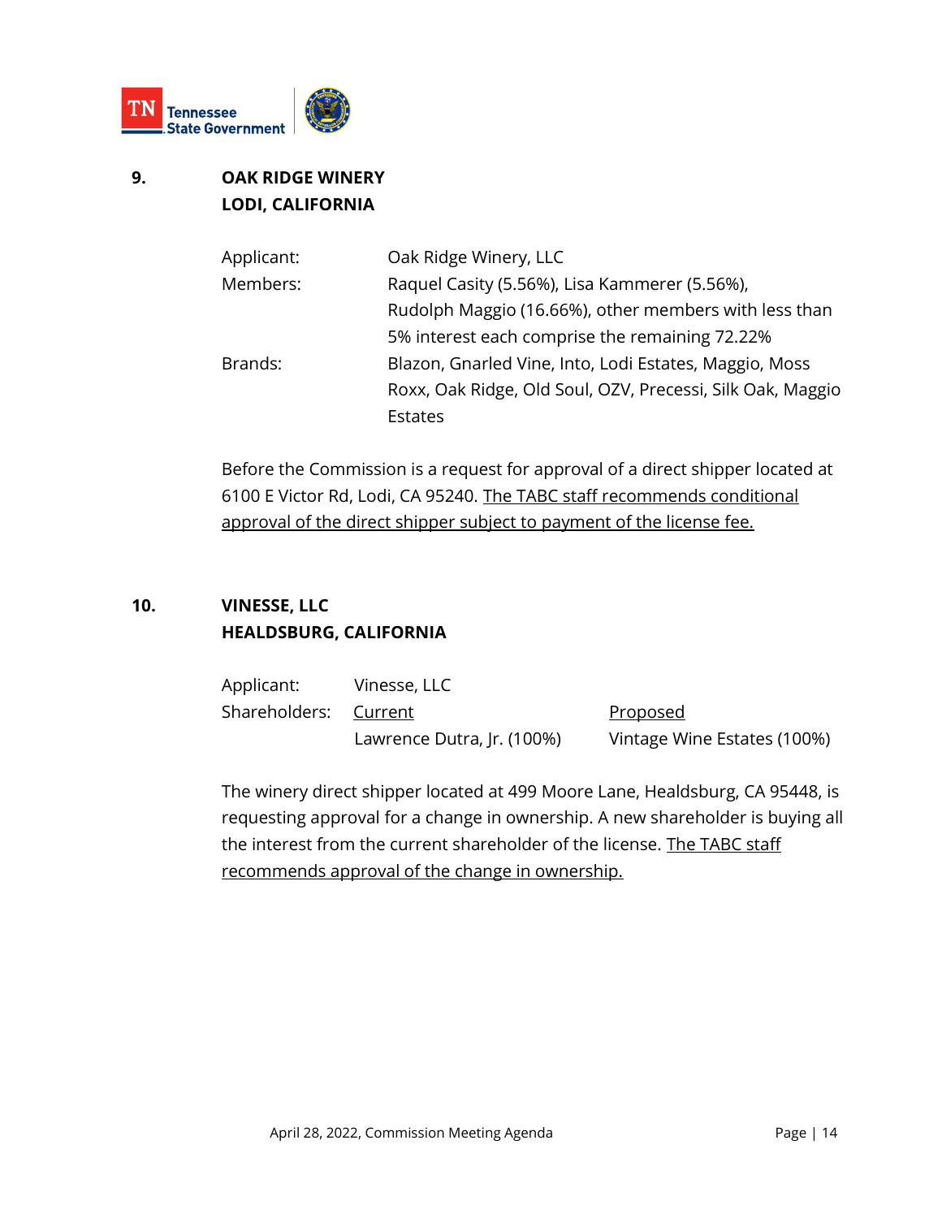**9. OAK RIDGE WINERY**
**LODI, CALIFORNIA**

| | |
|---|---|
| Applicant: | Oak Ridge Winery, LLC |
| Members: | Raquel Casity (5.56%), Lisa Kammerer (5.56%), Rudolph Maggio (16.66%), other members with less than 5% interest each comprise the remaining 72.22% |
| Brands: | Blazon, Gnarled Vine, Into, Lodi Estates, Maggio, Moss Roxx, Oak Ridge, Old Soul, OZV, Precessi, Silk Oak, Maggio Estates |

Before the Commission is a request for approval of a direct shipper located at 6100 E Victor Rd, Lodi, CA 95240. The TABC staff recommends conditional approval of the direct shipper subject to payment of the license fee.

**10. VINESSE, LLC**
**HEALDSBURG, CALIFORNIA**

| | | |
|---|---|---|
| Applicant: | Vinesse, LLC | |
| Shareholders: | Current | Proposed |
| | Lawrence Dutra, Jr. (100%) | Vintage Wine Estates (100%) |

The winery direct shipper located at 499 Moore Lane, Healdsburg, CA 95448, is requesting approval for a change in ownership. A new shareholder is buying all the interest from the current shareholder of the license. The TABC staff recommends approval of the change in ownership.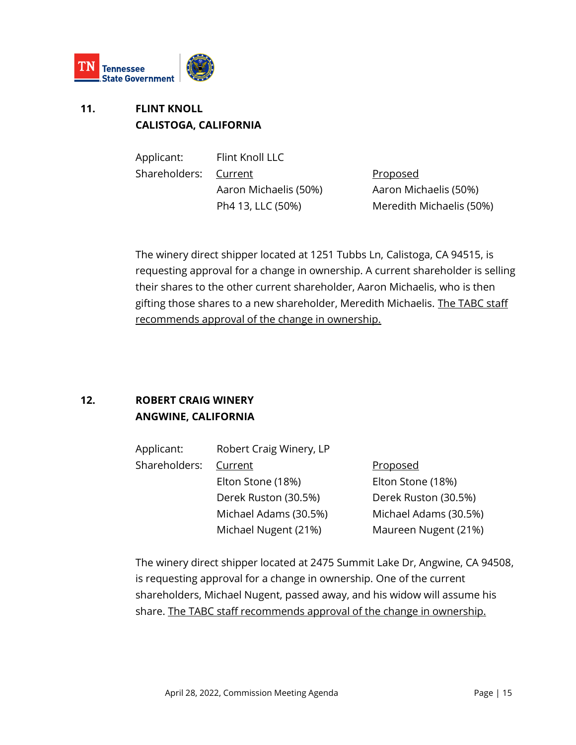## 11. FLINT KNOLL
## CALISTOGA, CALIFORNIA

| Applicant: | Flint Knoll LLC | |
|---|---|---|
| Shareholders: | Current | Proposed |
| | Aaron Michaelis (50%) | Aaron Michaelis (50%) |
| | Ph4 13, LLC (50%) | Meredith Michaelis (50%) |

The winery direct shipper located at 1251 Tubbs Ln, Calistoga, CA 94515, is requesting approval for a change in ownership. A current shareholder is selling their shares to the other current shareholder, Aaron Michaelis, who is then gifting those shares to a new shareholder, Meredith Michaelis. The TABC staff recommends approval of the change in ownership.

## 12. ROBERT CRAIG WINERY
## ANGWINE, CALIFORNIA

| Applicant: | Robert Craig Winery, LP | |
|---|---|---|
| Shareholders: | Current | Proposed |
| | Elton Stone (18%) | Elton Stone (18%) |
| | Derek Ruston (30.5%) | Derek Ruston (30.5%) |
| | Michael Adams (30.5%) | Michael Adams (30.5%) |
| | Michael Nugent (21%) | Maureen Nugent (21%) |

The winery direct shipper located at 2475 Summit Lake Dr, Angwine, CA 94508, is requesting approval for a change in ownership. One of the current shareholders, Michael Nugent, passed away, and his widow will assume his share. The TABC staff recommends approval of the change in ownership.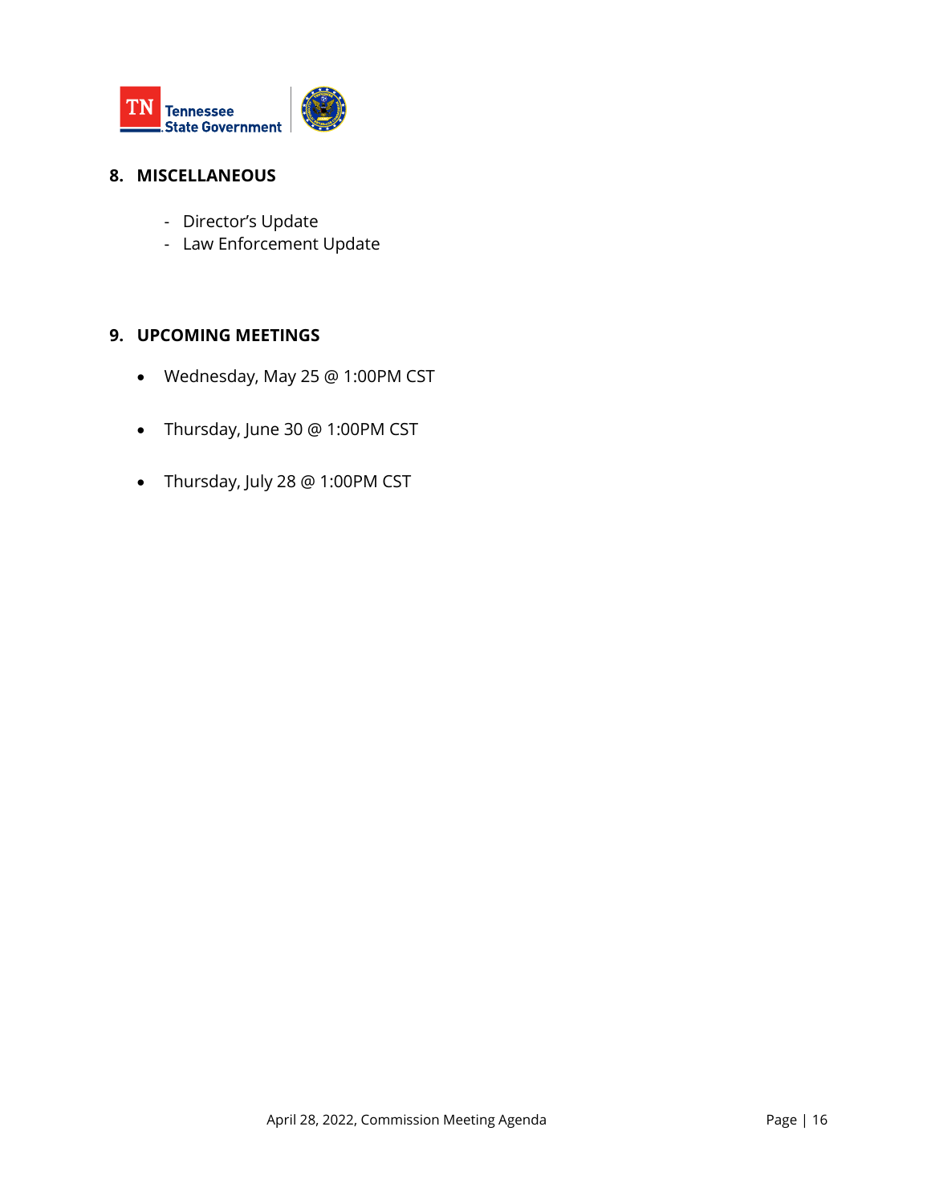## 8. MISCELLANEOUS

- Director's Update
- Law Enforcement Update

## 9. UPCOMING MEETINGS

- Wednesday, May 25 @ 1:00PM CST
- Thursday, June 30 @ 1:00PM CST
- Thursday, July 28 @ 1:00PM CST